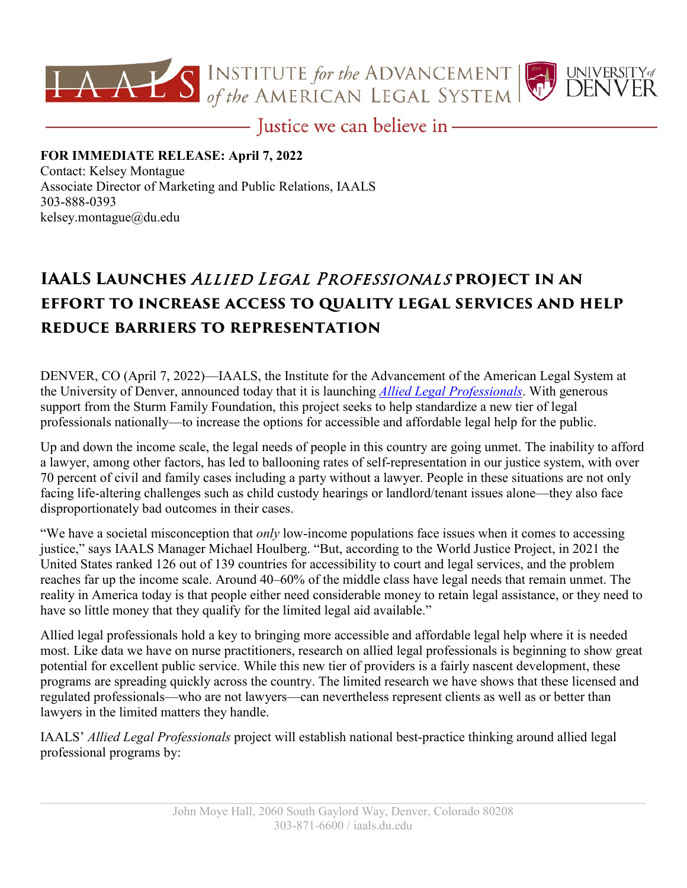INSTITUTE *for the* ADVANCEMENT *of the* AMERICAN LEGAL SYSTEM | UNIVERSITY *of* DENVER

Justice we can believe in

**FOR IMMEDIATE RELEASE: April 7, 2022**
Contact: Kelsey Montague
Associate Director of Marketing and Public Relations, IAALS
303-888-0393
kelsey.montague@du.edu

# IAALS Launches *Allied Legal Professionals* project in an effort to increase access to quality legal services and help reduce barriers to representation

DENVER, CO (April 7, 2022)—IAALS, the Institute for the Advancement of the American Legal System at the University of Denver, announced today that it is launching *Allied Legal Professionals*. With generous support from the Sturm Family Foundation, this project seeks to help standardize a new tier of legal professionals nationally—to increase the options for accessible and affordable legal help for the public.

Up and down the income scale, the legal needs of people in this country are going unmet. The inability to afford a lawyer, among other factors, has led to ballooning rates of self-representation in our justice system, with over 70 percent of civil and family cases including a party without a lawyer. People in these situations are not only facing life-altering challenges such as child custody hearings or landlord/tenant issues alone—they also face disproportionately bad outcomes in their cases.

"We have a societal misconception that *only* low-income populations face issues when it comes to accessing justice," says IAALS Manager Michael Houlberg. "But, according to the World Justice Project, in 2021 the United States ranked 126 out of 139 countries for accessibility to court and legal services, and the problem reaches far up the income scale. Around 40–60% of the middle class have legal needs that remain unmet. The reality in America today is that people either need considerable money to retain legal assistance, or they need to have so little money that they qualify for the limited legal aid available."

Allied legal professionals hold a key to bringing more accessible and affordable legal help where it is needed most. Like data we have on nurse practitioners, research on allied legal professionals is beginning to show great potential for excellent public service. While this new tier of providers is a fairly nascent development, these programs are spreading quickly across the country. The limited research we have shows that these licensed and regulated professionals—who are not lawyers—can nevertheless represent clients as well as or better than lawyers in the limited matters they handle.

IAALS' *Allied Legal Professionals* project will establish national best-practice thinking around allied legal professional programs by: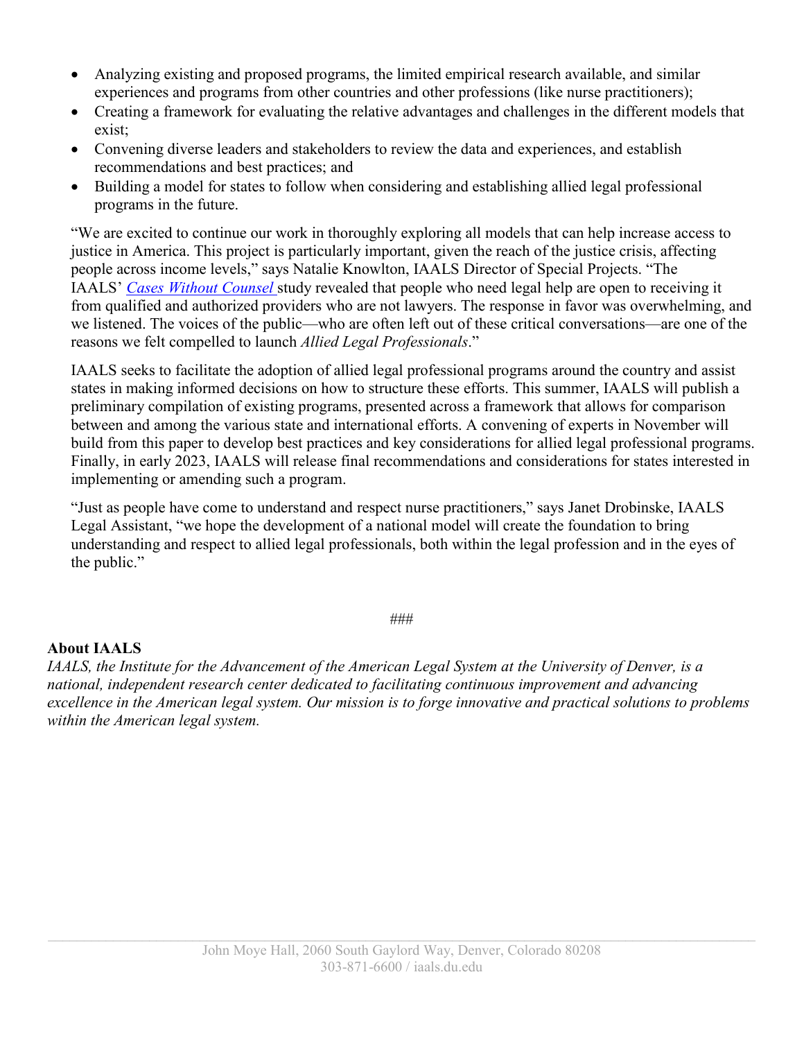- Analyzing existing and proposed programs, the limited empirical research available, and similar experiences and programs from other countries and other professions (like nurse practitioners);
- Creating a framework for evaluating the relative advantages and challenges in the different models that exist;
- Convening diverse leaders and stakeholders to review the data and experiences, and establish recommendations and best practices; and
- Building a model for states to follow when considering and establishing allied legal professional programs in the future.

"We are excited to continue our work in thoroughly exploring all models that can help increase access to justice in America. This project is particularly important, given the reach of the justice crisis, affecting people across income levels," says Natalie Knowlton, IAALS Director of Special Projects. "The IAALS' *Cases Without Counsel* study revealed that people who need legal help are open to receiving it from qualified and authorized providers who are not lawyers. The response in favor was overwhelming, and we listened. The voices of the public—who are often left out of these critical conversations—are one of the reasons we felt compelled to launch *Allied Legal Professionals*."

IAALS seeks to facilitate the adoption of allied legal professional programs around the country and assist states in making informed decisions on how to structure these efforts. This summer, IAALS will publish a preliminary compilation of existing programs, presented across a framework that allows for comparison between and among the various state and international efforts. A convening of experts in November will build from this paper to develop best practices and key considerations for allied legal professional programs. Finally, in early 2023, IAALS will release final recommendations and considerations for states interested in implementing or amending such a program.

"Just as people have come to understand and respect nurse practitioners," says Janet Drobinske, IAALS Legal Assistant, "we hope the development of a national model will create the foundation to bring understanding and respect to allied legal professionals, both within the legal profession and in the eyes of the public."

###

**About IAALS**

*IAALS, the Institute for the Advancement of the American Legal System at the University of Denver, is a national, independent research center dedicated to facilitating continuous improvement and advancing excellence in the American legal system. Our mission is to forge innovative and practical solutions to problems within the American legal system.*

John Moye Hall, 2060 South Gaylord Way, Denver, Colorado 80208
303-871-6600 / iaals.du.edu